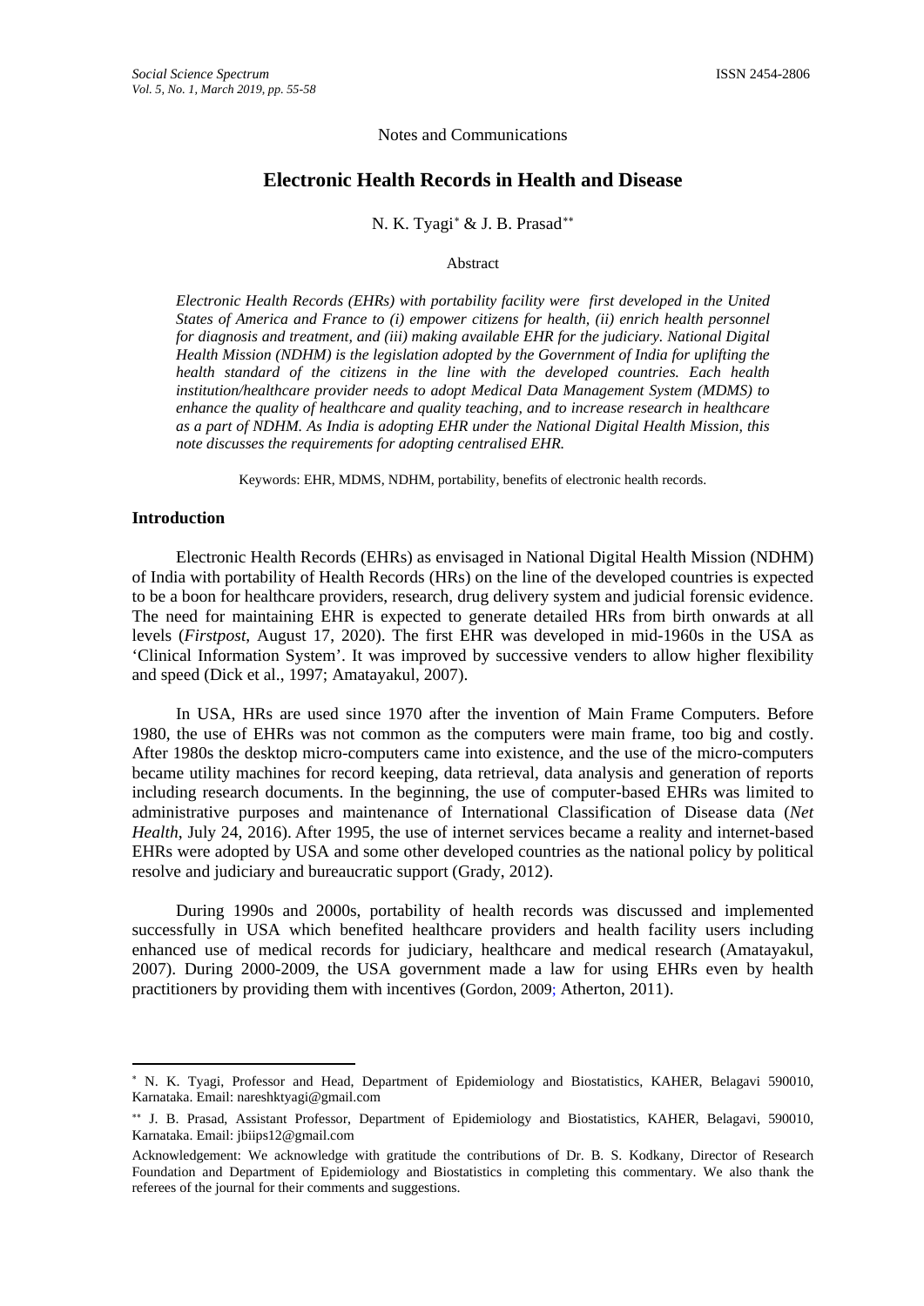Notes and Communications

# Electronic Health Records in Health and Disease

N. K. Tyagi[*] & J. B. Prasad[**]

Abstract

*Electronic Health Records (EHRs) with portability facility were first developed in the United States of America and France to (i) empower citizens for health, (ii) enrich health personnel for diagnosis and treatment, and (iii) making available EHR for the judiciary. National Digital Health Mission (NDHM) is the legislation adopted by the Government of India for uplifting the health standard of the citizens in the line with the developed countries. Each health institution/healthcare provider needs to adopt Medical Data Management System (MDMS) to enhance the quality of healthcare and quality teaching, and to increase research in healthcare as a part of NDHM. As India is adopting EHR under the National Digital Health Mission, this note discusses the requirements for adopting centralised EHR.*

Keywords: EHR, MDMS, NDHM, portability, benefits of electronic health records.

## Introduction

Electronic Health Records (EHRs) as envisaged in National Digital Health Mission (NDHM) of India with portability of Health Records (HRs) on the line of the developed countries is expected to be a boon for healthcare providers, research, drug delivery system and judicial forensic evidence. The need for maintaining EHR is expected to generate detailed HRs from birth onwards at all levels (*Firstpost*, August 17, 2020). The first EHR was developed in mid-1960s in the USA as 'Clinical Information System'. It was improved by successive venders to allow higher flexibility and speed (Dick et al., 1997; Amatayakul, 2007).

In USA, HRs are used since 1970 after the invention of Main Frame Computers. Before 1980, the use of EHRs was not common as the computers were main frame, too big and costly. After 1980s the desktop micro-computers came into existence, and the use of the micro-computers became utility machines for record keeping, data retrieval, data analysis and generation of reports including research documents. In the beginning, the use of computer-based EHRs was limited to administrative purposes and maintenance of International Classification of Disease data (*Net Health*, July 24, 2016). After 1995, the use of internet services became a reality and internet-based EHRs were adopted by USA and some other developed countries as the national policy by political resolve and judiciary and bureaucratic support (Grady, 2012).

During 1990s and 2000s, portability of health records was discussed and implemented successfully in USA which benefited healthcare providers and health facility users including enhanced use of medical records for judiciary, healthcare and medical research (Amatayakul, 2007). During 2000-2009, the USA government made a law for using EHRs even by health practitioners by providing them with incentives (Gordon, 2009; Atherton, 2011).

---

[*] N. K. Tyagi, Professor and Head, Department of Epidemiology and Biostatistics, KAHER, Belagavi 590010, Karnataka. Email: nareshktyagi@gmail.com

[**] J. B. Prasad, Assistant Professor, Department of Epidemiology and Biostatistics, KAHER, Belagavi, 590010, Karnataka. Email: jbiips12@gmail.com

Acknowledgement: We acknowledge with gratitude the contributions of Dr. B. S. Kodkany, Director of Research Foundation and Department of Epidemiology and Biostatistics in completing this commentary. We also thank the referees of the journal for their comments and suggestions.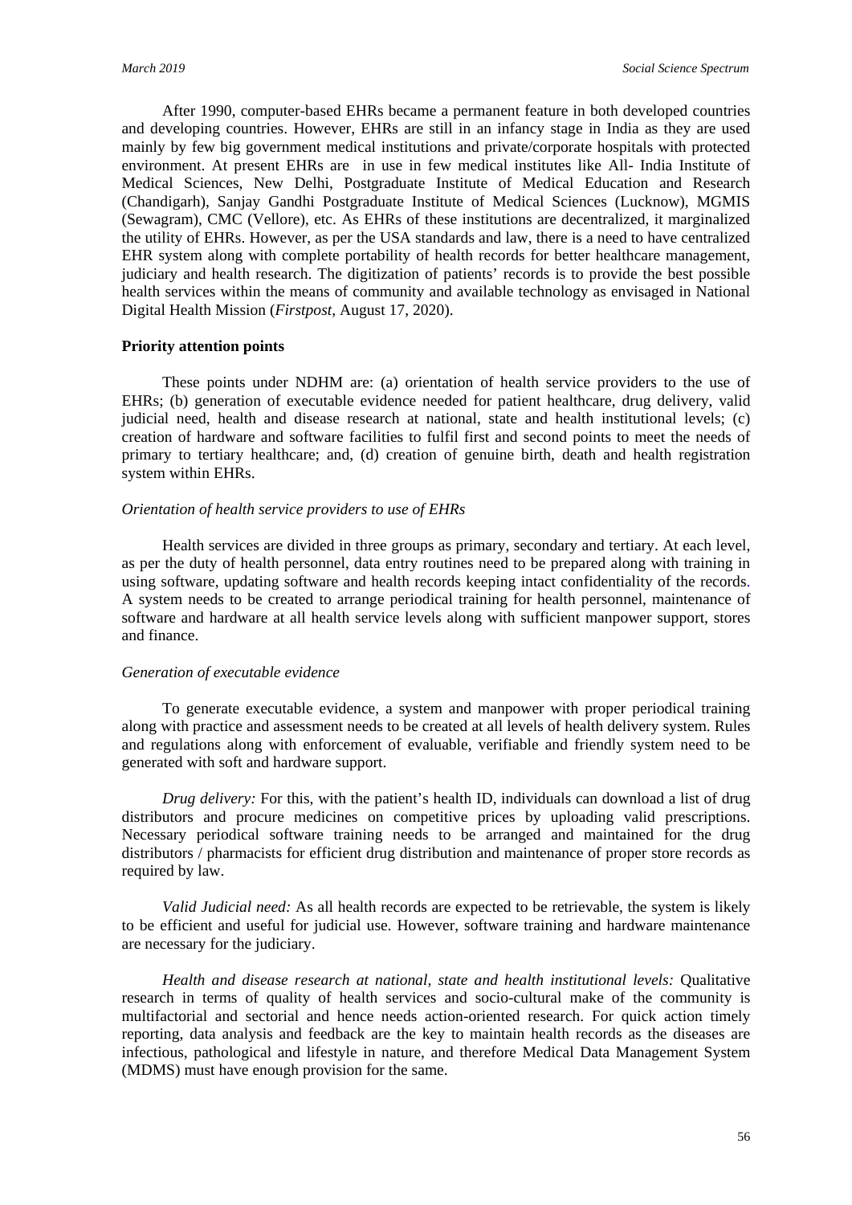After 1990, computer-based EHRs became a permanent feature in both developed countries and developing countries. However, EHRs are still in an infancy stage in India as they are used mainly by few big government medical institutions and private/corporate hospitals with protected environment. At present EHRs are in use in few medical institutes like All- India Institute of Medical Sciences, New Delhi, Postgraduate Institute of Medical Education and Research (Chandigarh), Sanjay Gandhi Postgraduate Institute of Medical Sciences (Lucknow), MGMIS (Sewagram), CMC (Vellore), etc. As EHRs of these institutions are decentralized, it marginalized the utility of EHRs. However, as per the USA standards and law, there is a need to have centralized EHR system along with complete portability of health records for better healthcare management, judiciary and health research. The digitization of patients' records is to provide the best possible health services within the means of community and available technology as envisaged in National Digital Health Mission (*Firstpost*, August 17, 2020).

**Priority attention points**

These points under NDHM are: (a) orientation of health service providers to the use of EHRs; (b) generation of executable evidence needed for patient healthcare, drug delivery, valid judicial need, health and disease research at national, state and health institutional levels; (c) creation of hardware and software facilities to fulfil first and second points to meet the needs of primary to tertiary healthcare; and, (d) creation of genuine birth, death and health registration system within EHRs.

*Orientation of health service providers to use of EHRs*

Health services are divided in three groups as primary, secondary and tertiary. At each level, as per the duty of health personnel, data entry routines need to be prepared along with training in using software, updating software and health records keeping intact confidentiality of the records. A system needs to be created to arrange periodical training for health personnel, maintenance of software and hardware at all health service levels along with sufficient manpower support, stores and finance.

*Generation of executable evidence*

To generate executable evidence, a system and manpower with proper periodical training along with practice and assessment needs to be created at all levels of health delivery system. Rules and regulations along with enforcement of evaluable, verifiable and friendly system need to be generated with soft and hardware support.

*Drug delivery:* For this, with the patient's health ID, individuals can download a list of drug distributors and procure medicines on competitive prices by uploading valid prescriptions. Necessary periodical software training needs to be arranged and maintained for the drug distributors / pharmacists for efficient drug distribution and maintenance of proper store records as required by law.

*Valid Judicial need:* As all health records are expected to be retrievable, the system is likely to be efficient and useful for judicial use. However, software training and hardware maintenance are necessary for the judiciary.

*Health and disease research at national, state and health institutional levels:* Qualitative research in terms of quality of health services and socio-cultural make of the community is multifactorial and sectorial and hence needs action-oriented research. For quick action timely reporting, data analysis and feedback are the key to maintain health records as the diseases are infectious, pathological and lifestyle in nature, and therefore Medical Data Management System (MDMS) must have enough provision for the same.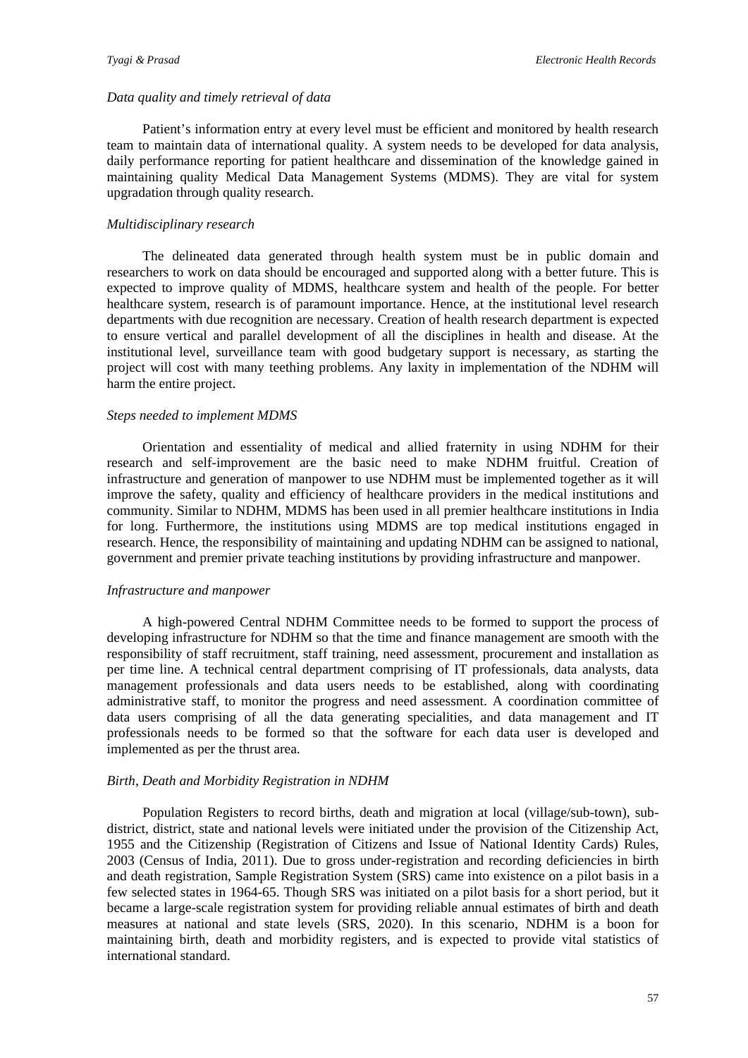*Data quality and timely retrieval of data*

Patient's information entry at every level must be efficient and monitored by health research team to maintain data of international quality. A system needs to be developed for data analysis, daily performance reporting for patient healthcare and dissemination of the knowledge gained in maintaining quality Medical Data Management Systems (MDMS). They are vital for system upgradation through quality research.

*Multidisciplinary research*

The delineated data generated through health system must be in public domain and researchers to work on data should be encouraged and supported along with a better future. This is expected to improve quality of MDMS, healthcare system and health of the people. For better healthcare system, research is of paramount importance. Hence, at the institutional level research departments with due recognition are necessary. Creation of health research department is expected to ensure vertical and parallel development of all the disciplines in health and disease. At the institutional level, surveillance team with good budgetary support is necessary, as starting the project will cost with many teething problems. Any laxity in implementation of the NDHM will harm the entire project.

*Steps needed to implement MDMS*

Orientation and essentiality of medical and allied fraternity in using NDHM for their research and self-improvement are the basic need to make NDHM fruitful. Creation of infrastructure and generation of manpower to use NDHM must be implemented together as it will improve the safety, quality and efficiency of healthcare providers in the medical institutions and community. Similar to NDHM, MDMS has been used in all premier healthcare institutions in India for long. Furthermore, the institutions using MDMS are top medical institutions engaged in research. Hence, the responsibility of maintaining and updating NDHM can be assigned to national, government and premier private teaching institutions by providing infrastructure and manpower.

*Infrastructure and manpower*

A high-powered Central NDHM Committee needs to be formed to support the process of developing infrastructure for NDHM so that the time and finance management are smooth with the responsibility of staff recruitment, staff training, need assessment, procurement and installation as per time line. A technical central department comprising of IT professionals, data analysts, data management professionals and data users needs to be established, along with coordinating administrative staff, to monitor the progress and need assessment. A coordination committee of data users comprising of all the data generating specialities, and data management and IT professionals needs to be formed so that the software for each data user is developed and implemented as per the thrust area.

*Birth, Death and Morbidity Registration in NDHM*

Population Registers to record births, death and migration at local (village/sub-town), sub-district, district, state and national levels were initiated under the provision of the Citizenship Act, 1955 and the Citizenship (Registration of Citizens and Issue of National Identity Cards) Rules, 2003 (Census of India, 2011). Due to gross under-registration and recording deficiencies in birth and death registration, Sample Registration System (SRS) came into existence on a pilot basis in a few selected states in 1964-65. Though SRS was initiated on a pilot basis for a short period, but it became a large-scale registration system for providing reliable annual estimates of birth and death measures at national and state levels (SRS, 2020). In this scenario, NDHM is a boon for maintaining birth, death and morbidity registers, and is expected to provide vital statistics of international standard.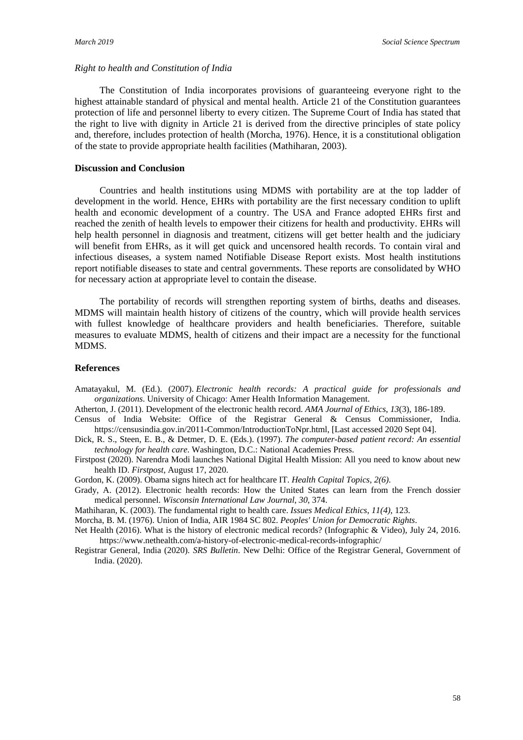*Right to health and Constitution of India*

The Constitution of India incorporates provisions of guaranteeing everyone right to the highest attainable standard of physical and mental health. Article 21 of the Constitution guarantees protection of life and personnel liberty to every citizen. The Supreme Court of India has stated that the right to live with dignity in Article 21 is derived from the directive principles of state policy and, therefore, includes protection of health (Morcha, 1976). Hence, it is a constitutional obligation of the state to provide appropriate health facilities (Mathiharan, 2003).

## Discussion and Conclusion

Countries and health institutions using MDMS with portability are at the top ladder of development in the world. Hence, EHRs with portability are the first necessary condition to uplift health and economic development of a country. The USA and France adopted EHRs first and reached the zenith of health levels to empower their citizens for health and productivity. EHRs will help health personnel in diagnosis and treatment, citizens will get better health and the judiciary will benefit from EHRs, as it will get quick and uncensored health records. To contain viral and infectious diseases, a system named Notifiable Disease Report exists. Most health institutions report notifiable diseases to state and central governments. These reports are consolidated by WHO for necessary action at appropriate level to contain the disease.

The portability of records will strengthen reporting system of births, deaths and diseases. MDMS will maintain health history of citizens of the country, which will provide health services with fullest knowledge of healthcare providers and health beneficiaries. Therefore, suitable measures to evaluate MDMS, health of citizens and their impact are a necessity for the functional MDMS.

## References

Amatayakul, M. (Ed.). (2007). *Electronic health records: A practical guide for professionals and organizations*. University of Chicago: Amer Health Information Management.

Atherton, J. (2011). Development of the electronic health record. *AMA Journal of Ethics*, *13*(3), 186-189.

Census of India Website: Office of the Registrar General & Census Commissioner, India. https://censusindia.gov.in/2011-Common/IntroductionToNpr.html, [Last accessed 2020 Sept 04].

Dick, R. S., Steen, E. B., & Detmer, D. E. (Eds.). (1997). *The computer-based patient record: An essential technology for health care*. Washington, D.C.: National Academies Press.

Firstpost (2020). Narendra Modi launches National Digital Health Mission: All you need to know about new health ID. *Firstpost*, August 17, 2020.

Gordon, K. (2009). Obama signs hitech act for healthcare IT. *Health Capital Topics, 2(6)*.

Grady, A. (2012). Electronic health records: How the United States can learn from the French dossier medical personnel. *Wisconsin International Law Journal*, *30*, 374.

Mathiharan, K. (2003). The fundamental right to health care. *Issues Medical Ethics*, *11(4)*, 123.

Morcha, B. M. (1976). Union of India, AIR 1984 SC 802. *Peoples' Union for Democratic Rights*.

Net Health (2016). What is the history of electronic medical records? (Infographic & Video), July 24, 2016. https://www.nethealth.com/a-history-of-electronic-medical-records-infographic/

Registrar General, India (2020). *SRS Bulletin*. New Delhi: Office of the Registrar General, Government of India. (2020).